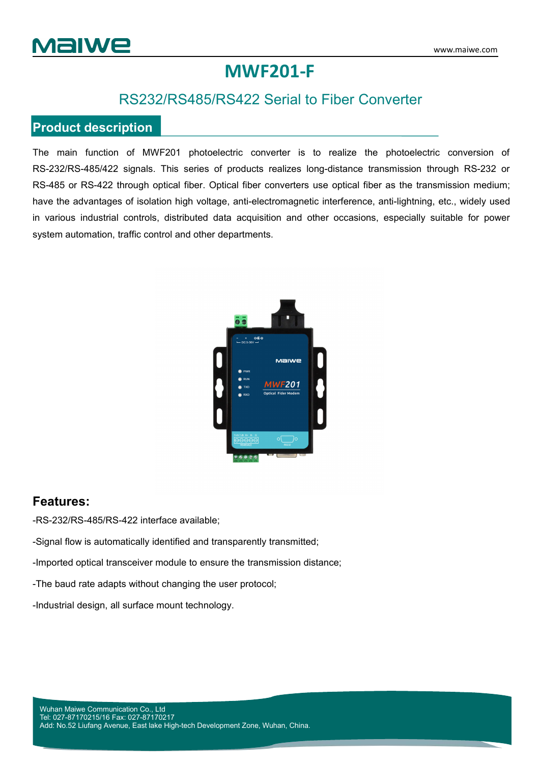# MWF201-F

## RS232/RS485/RS422 Serial to Fiber Converter

## Product description

The main function of MWF201 photoelectric converter is to realize the photoelectric conversion of RS-232/RS-485/422 signals. This series of products realizes long-distance transmission through RS-232 or RS-485 or RS-422 through optical fiber. Optical fiber converters use optical fiber as the transmission medium; have the advantages of isolation high voltage, anti-electromagnetic interference, anti-lightning, etc., widely used in various industrial controls, distributed data acquisition and other occasions, especially suitable for power system automation, traffic control and other departments.

### Features:

-RS-232/RS-485/RS-422 interface available;

-Signal flow is automatically identified and transparently transmitted;

-Imported optical transceiver module to ensure the transmission distance;

-The baud rate adapts without changing the user protocol;

-Industrial design, all surface mount technology.

Wuhan Maiwe Communication Co., Ltd
Tel: 027-87170215/16 Fax: 027-87170217
Add: No.52 Liufang Avenue, East lake High-tech Development Zone, Wuhan, China.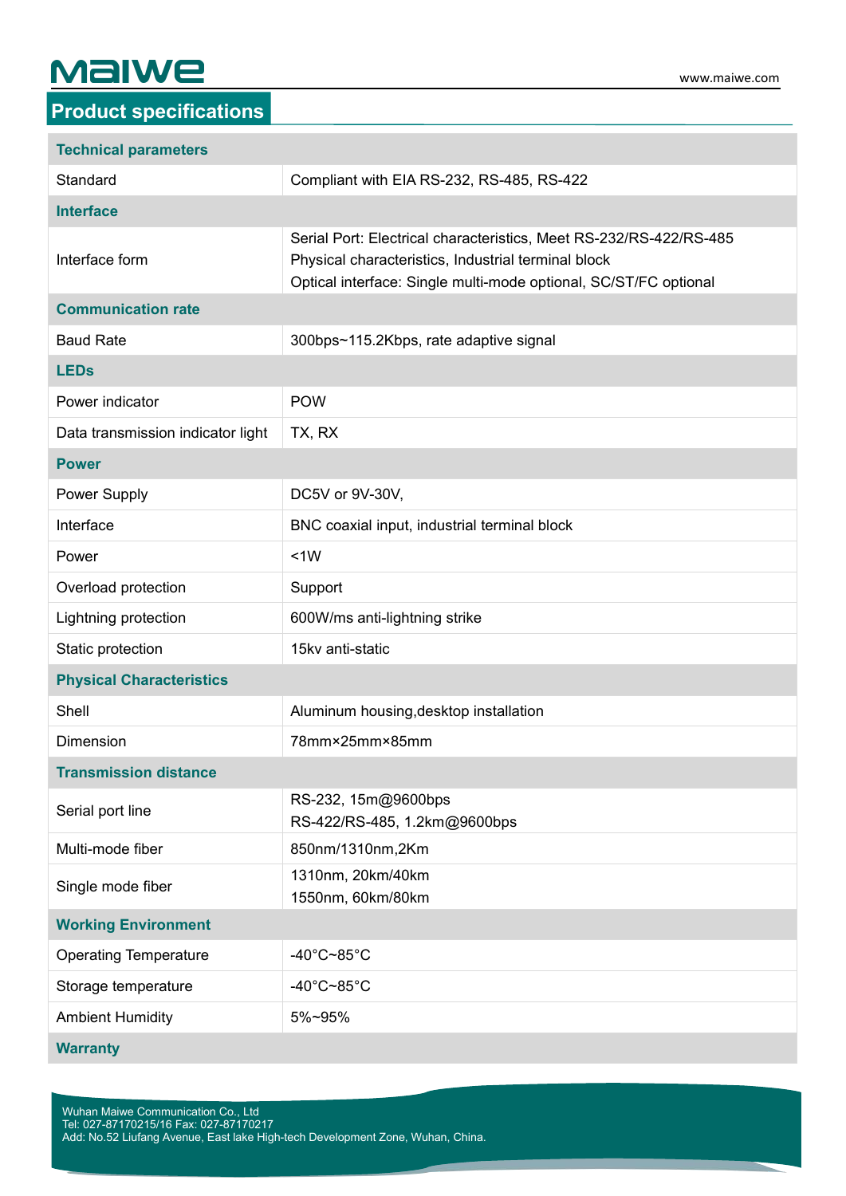## Product specifications

| Technical parameters | |
|---|---|
| Standard | Compliant with EIA RS-232, RS-485, RS-422 |
| **Interface** | |
| Interface form | Serial Port: Electrical characteristics, Meet RS-232/RS-422/RS-485<br>Physical characteristics, Industrial terminal block<br>Optical interface: Single multi-mode optional, SC/ST/FC optional |
| **Communication rate** | |
| Baud Rate | 300bps~115.2Kbps, rate adaptive signal |
| **LEDs** | |
| Power indicator | POW |
| Data transmission indicator light | TX, RX |
| **Power** | |
| Power Supply | DC5V or 9V-30V, |
| Interface | BNC coaxial input, industrial terminal block |
| Power | <1W |
| Overload protection | Support |
| Lightning protection | 600W/ms anti-lightning strike |
| Static protection | 15kv anti-static |
| **Physical Characteristics** | |
| Shell | Aluminum housing,desktop installation |
| Dimension | 78mm×25mm×85mm |
| **Transmission distance** | |
| Serial port line | RS-232, 15m@9600bps<br>RS-422/RS-485, 1.2km@9600bps |
| Multi-mode fiber | 850nm/1310nm,2Km |
| Single mode fiber | 1310nm, 20km/40km<br>1550nm, 60km/80km |
| **Working Environment** | |
| Operating Temperature | -40°C~85°C |
| Storage temperature | -40°C~85°C |
| Ambient Humidity | 5%~95% |
| **Warranty** | |

Wuhan Maiwe Communication Co., Ltd
Tel: 027-87170215/16 Fax: 027-87170217
Add: No.52 Liufang Avenue, East lake High-tech Development Zone, Wuhan, China.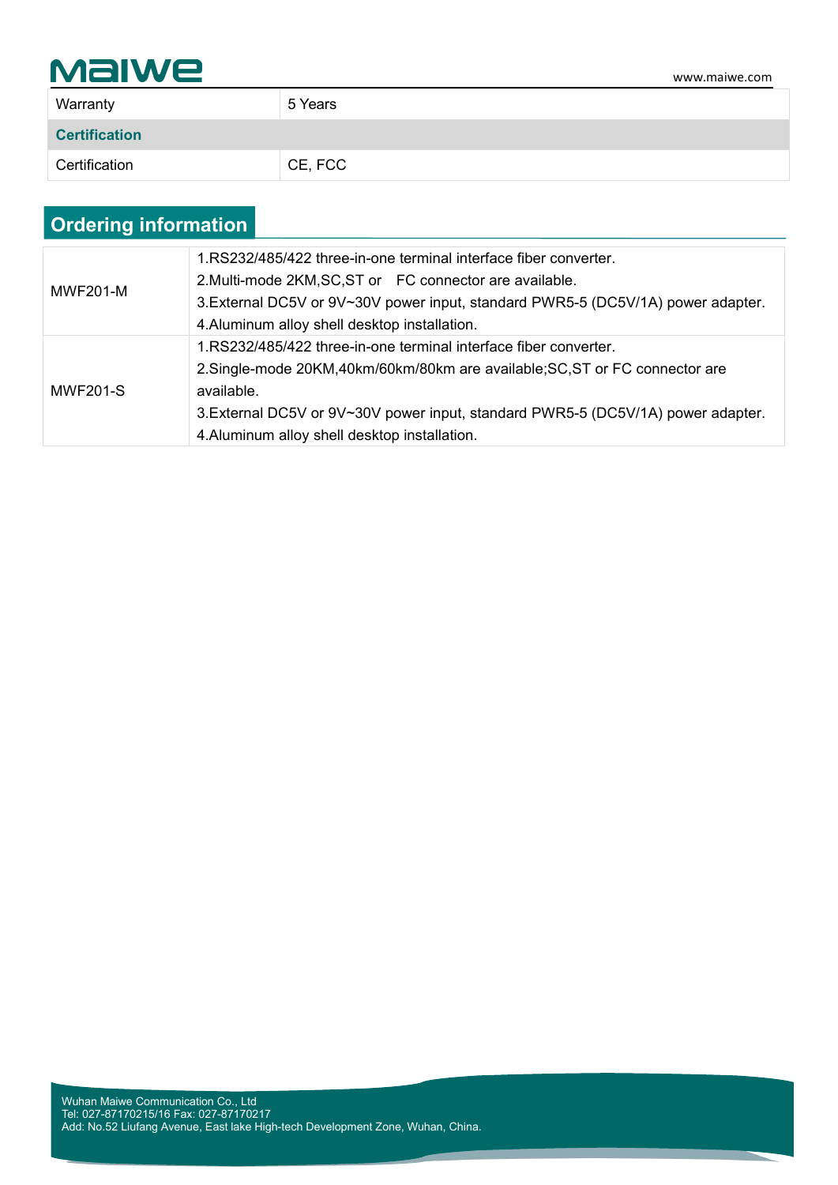| | |
|---|---|
| Warranty | 5 Years |
| **Certification** | |
| Certification | CE, FCC |

## Ordering information

| | |
|---|---|
| MWF201-M | 1.RS232/485/422 three-in-one terminal interface fiber converter.<br>2.Multi-mode 2KM,SC,ST or FC connector are available.<br>3.External DC5V or 9V~30V power input, standard PWR5-5 (DC5V/1A) power adapter.<br>4.Aluminum alloy shell desktop installation. |
| MWF201-S | 1.RS232/485/422 three-in-one terminal interface fiber converter.<br>2.Single-mode 20KM,40km/60km/80km are available;SC,ST or FC connector are available.<br>3.External DC5V or 9V~30V power input, standard PWR5-5 (DC5V/1A) power adapter.<br>4.Aluminum alloy shell desktop installation. |

Wuhan Maiwe Communication Co., Ltd
Tel: 027-87170215/16 Fax: 027-87170217
Add: No.52 Liufang Avenue, East lake High-tech Development Zone, Wuhan, China.